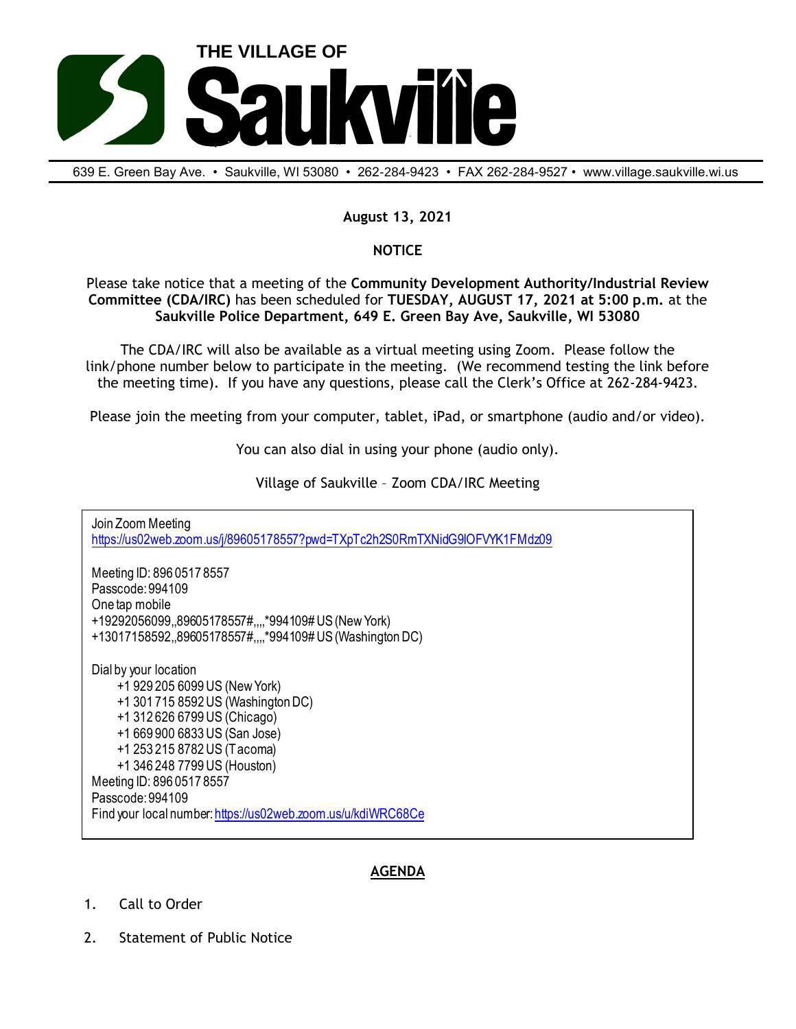# THE VILLAGE OF Saukville

639 E. Green Bay Ave. • Saukville, WI 53080 • 262-284-9423 • FAX 262-284-9527 • www.village.saukville.wi.us

**August 13, 2021**

**NOTICE**

Please take notice that a meeting of the **Community Development Authority/Industrial Review Committee (CDA/IRC)** has been scheduled for **TUESDAY, AUGUST 17, 2021 at 5:00 p.m.** at the **Saukville Police Department, 649 E. Green Bay Ave, Saukville, WI 53080**

The CDA/IRC will also be available as a virtual meeting using Zoom. Please follow the link/phone number below to participate in the meeting. (We recommend testing the link before the meeting time). If you have any questions, please call the Clerk's Office at 262-284-9423.

Please join the meeting from your computer, tablet, iPad, or smartphone (audio and/or video).

You can also dial in using your phone (audio only).

Village of Saukville – Zoom CDA/IRC Meeting

Join Zoom Meeting
https://us02web.zoom.us/j/89605178557?pwd=TXpTc2h2S0RmTXNidG9lOFVYK1FMdz09

Meeting ID: 896 0517 8557
Passcode: 994109
One tap mobile
+19292056099,,89605178557#,,,,*994109# US (New York)
+13017158592,,89605178557#,,,,*994109# US (Washington DC)

Dial by your location
+1 929 205 6099 US (New York)
+1 301 715 8592 US (Washington DC)
+1 312 626 6799 US (Chicago)
+1 669 900 6833 US (San Jose)
+1 253 215 8782 US (Tacoma)
+1 346 248 7799 US (Houston)
Meeting ID: 896 0517 8557
Passcode: 994109
Find your local number: https://us02web.zoom.us/u/kdiWRC68Ce

## AGENDA

1. Call to Order
2. Statement of Public Notice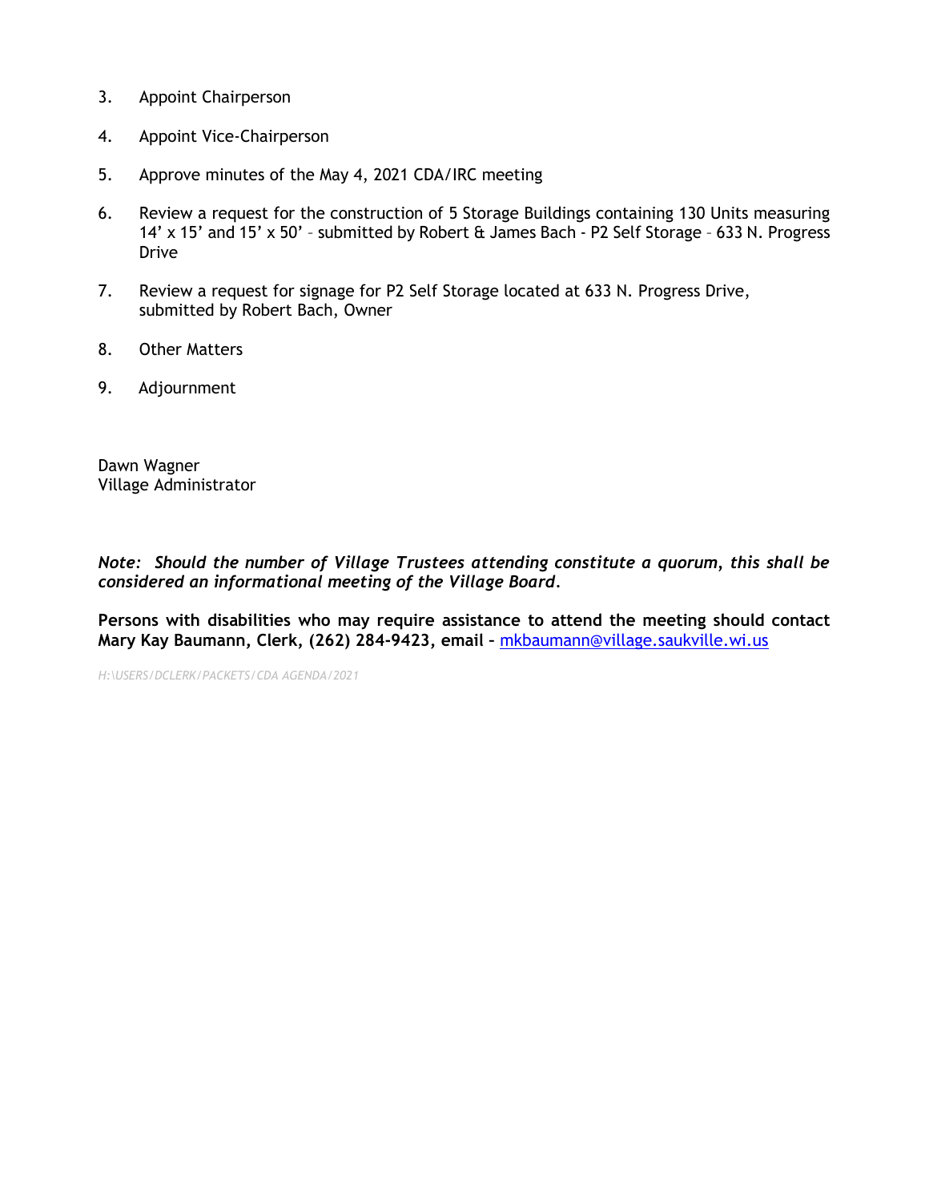3. Appoint Chairperson

4. Appoint Vice-Chairperson

5. Approve minutes of the May 4, 2021 CDA/IRC meeting

6. Review a request for the construction of 5 Storage Buildings containing 130 Units measuring 14' x 15' and 15' x 50' – submitted by Robert & James Bach - P2 Self Storage – 633 N. Progress Drive

7. Review a request for signage for P2 Self Storage located at 633 N. Progress Drive, submitted by Robert Bach, Owner

8. Other Matters

9. Adjournment

Dawn Wagner
Village Administrator

***Note: Should the number of Village Trustees attending constitute a quorum, this shall be considered an informational meeting of the Village Board.***

**Persons with disabilities who may require assistance to attend the meeting should contact Mary Kay Baumann, Clerk, (262) 284-9423, email – mkbaumann@village.saukville.wi.us**

*H:\USERS/DCLERK/PACKETS/CDA AGENDA/2021*